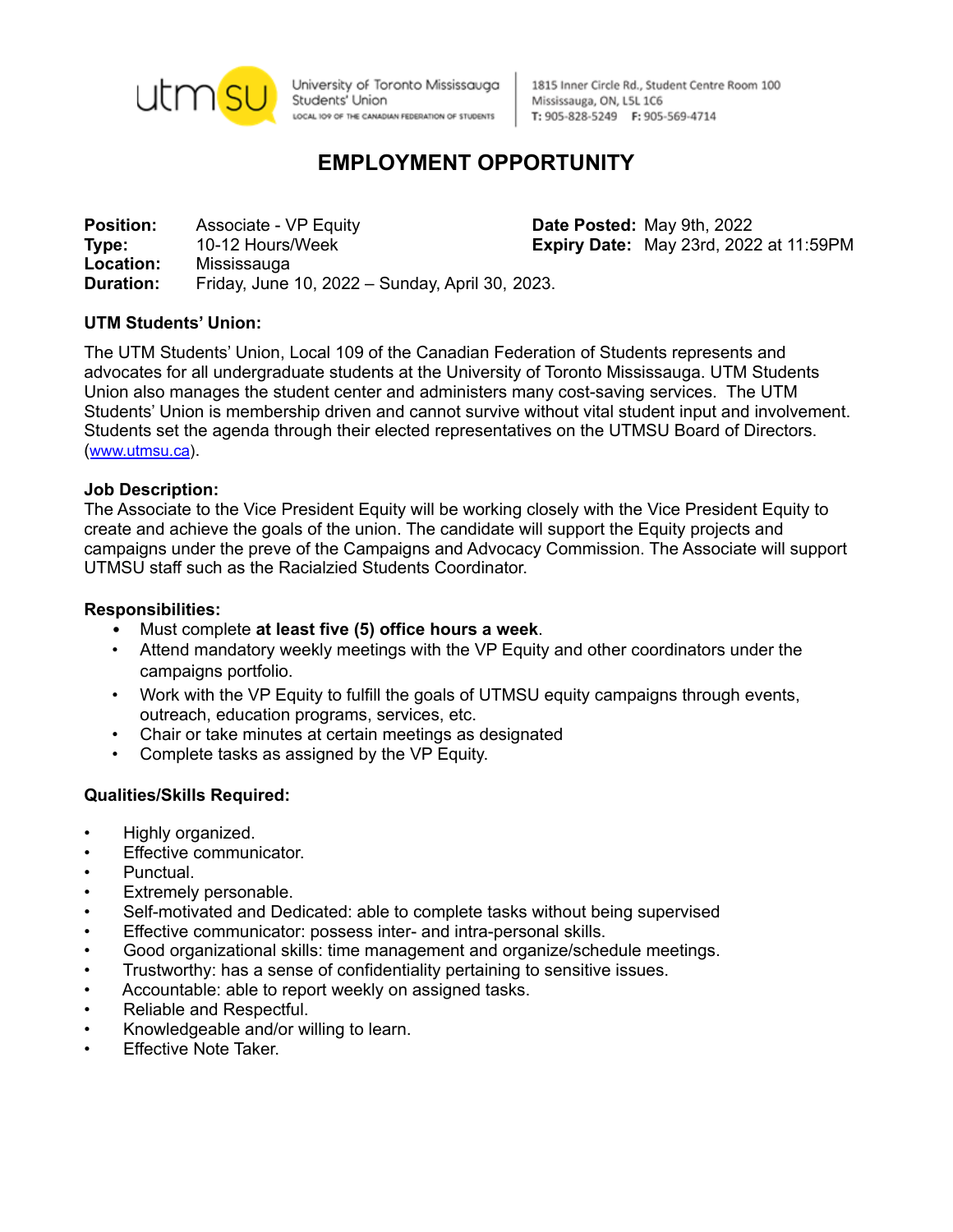University of Toronto Mississauga Students' Union
LOCAL 109 OF THE CANADIAN FEDERATION OF STUDENTS

1815 Inner Circle Rd., Student Centre Room 100
Mississauga, ON, L5L 1C6
T: 905-828-5249 F: 905-569-4714

# EMPLOYMENT OPPORTUNITY

**Position:** Associate - VP Equity
**Type:** 10-12 Hours/Week
**Location:** Mississauga
**Duration:** Friday, June 10, 2022 – Sunday, April 30, 2023.

**Date Posted:** May 9th, 2022
**Expiry Date:** May 23rd, 2022 at 11:59PM

### UTM Students' Union:

The UTM Students' Union, Local 109 of the Canadian Federation of Students represents and advocates for all undergraduate students at the University of Toronto Mississauga. UTM Students Union also manages the student center and administers many cost-saving services. The UTM Students' Union is membership driven and cannot survive without vital student input and involvement. Students set the agenda through their elected representatives on the UTMSU Board of Directors. (www.utmsu.ca).

### Job Description:

The Associate to the Vice President Equity will be working closely with the Vice President Equity to create and achieve the goals of the union. The candidate will support the Equity projects and campaigns under the preve of the Campaigns and Advocacy Commission. The Associate will support UTMSU staff such as the Racialzied Students Coordinator.

### Responsibilities:

- Must complete **at least five (5) office hours a week**.
- Attend mandatory weekly meetings with the VP Equity and other coordinators under the campaigns portfolio.
- Work with the VP Equity to fulfill the goals of UTMSU equity campaigns through events, outreach, education programs, services, etc.
- Chair or take minutes at certain meetings as designated
- Complete tasks as assigned by the VP Equity.

### Qualities/Skills Required:

- Highly organized.
- Effective communicator.
- Punctual.
- Extremely personable.
- Self-motivated and Dedicated: able to complete tasks without being supervised
- Effective communicator: possess inter- and intra-personal skills.
- Good organizational skills: time management and organize/schedule meetings.
- Trustworthy: has a sense of confidentiality pertaining to sensitive issues.
- Accountable: able to report weekly on assigned tasks.
- Reliable and Respectful.
- Knowledgeable and/or willing to learn.
- Effective Note Taker.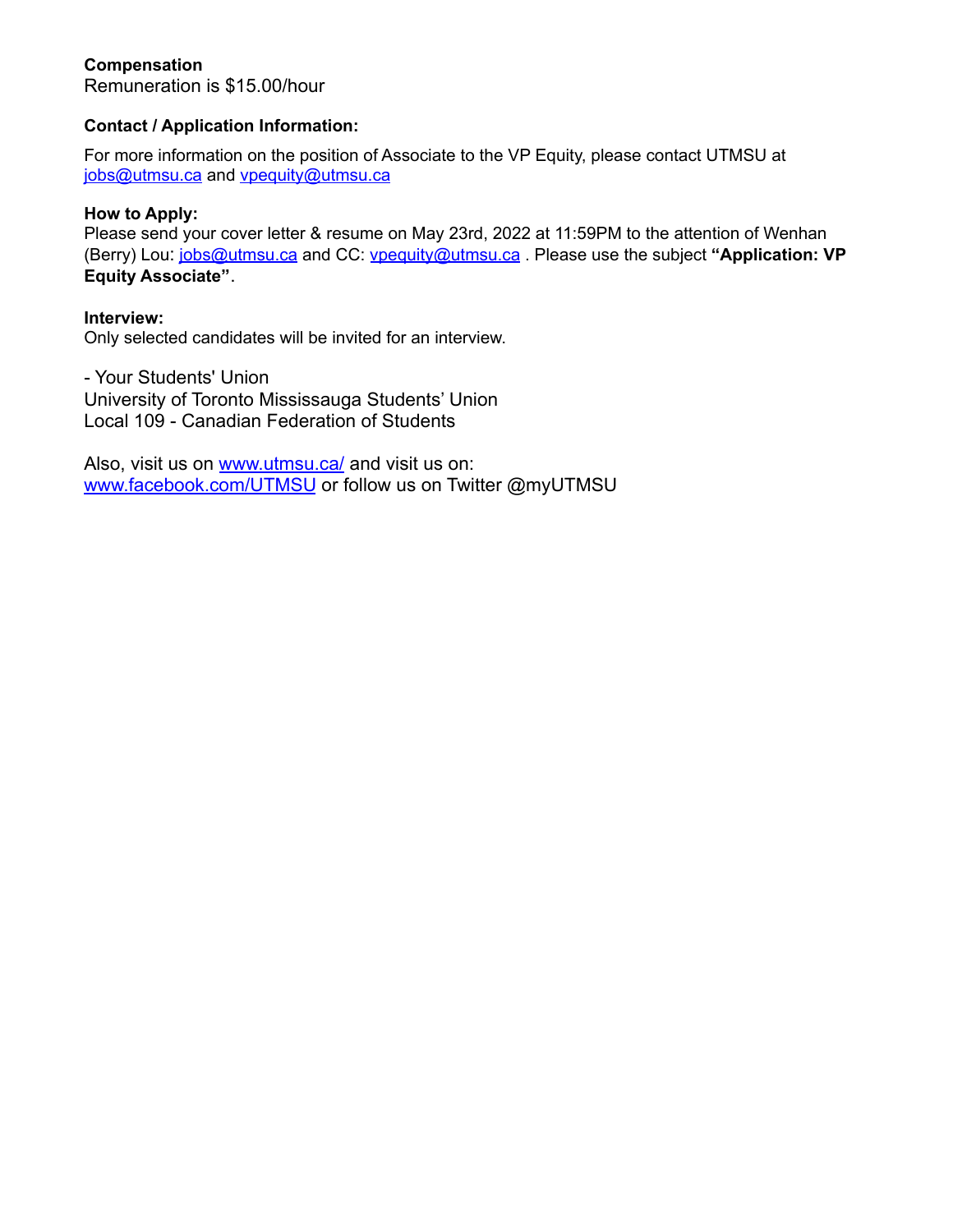**Compensation**
Remuneration is $15.00/hour

**Contact / Application Information:**

For more information on the position of Associate to the VP Equity, please contact UTMSU at jobs@utmsu.ca and vpequity@utmsu.ca

**How to Apply:**
Please send your cover letter & resume on May 23rd, 2022 at 11:59PM to the attention of Wenhan (Berry) Lou: jobs@utmsu.ca and CC: vpequity@utmsu.ca . Please use the subject **"Application: VP Equity Associate"**.

**Interview:**
Only selected candidates will be invited for an interview.

- Your Students' Union
University of Toronto Mississauga Students' Union
Local 109 - Canadian Federation of Students

Also, visit us on www.utmsu.ca/ and visit us on:
www.facebook.com/UTMSU or follow us on Twitter @myUTMSU